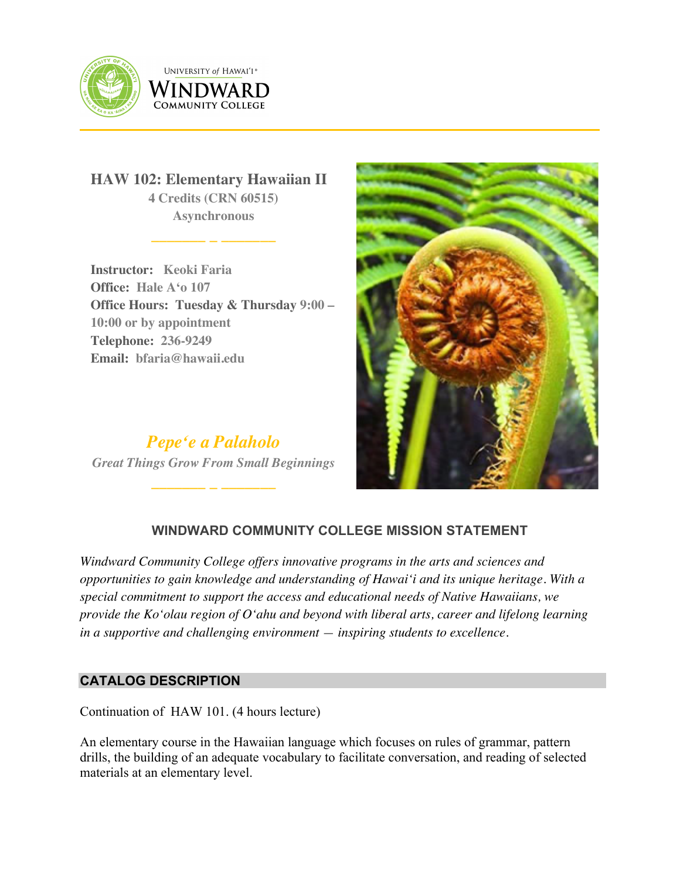# HAW 102: Elementary Hawaiian II

**4 Credits (CRN 60515)**

**Asynchronous**

**Instructor:** Keoki Faria
**Office:** Hale Aʻo 107
**Office Hours:** Tuesday & Thursday 9:00 – 10:00 or by appointment
**Telephone:** 236-9249
**Email:** bfaria@hawaii.edu

***Pepeʻe a Palaholo***

*Great Things Grow From Small Beginnings*

## WINDWARD COMMUNITY COLLEGE MISSION STATEMENT

*Windward Community College offers innovative programs in the arts and sciences and opportunities to gain knowledge and understanding of Hawaiʻi and its unique heritage. With a special commitment to support the access and educational needs of Native Hawaiians, we provide the Koʻolau region of Oʻahu and beyond with liberal arts, career and lifelong learning in a supportive and challenging environment — inspiring students to excellence.*

## CATALOG DESCRIPTION

Continuation of HAW 101. (4 hours lecture)

An elementary course in the Hawaiian language which focuses on rules of grammar, pattern drills, the building of an adequate vocabulary to facilitate conversation, and reading of selected materials at an elementary level.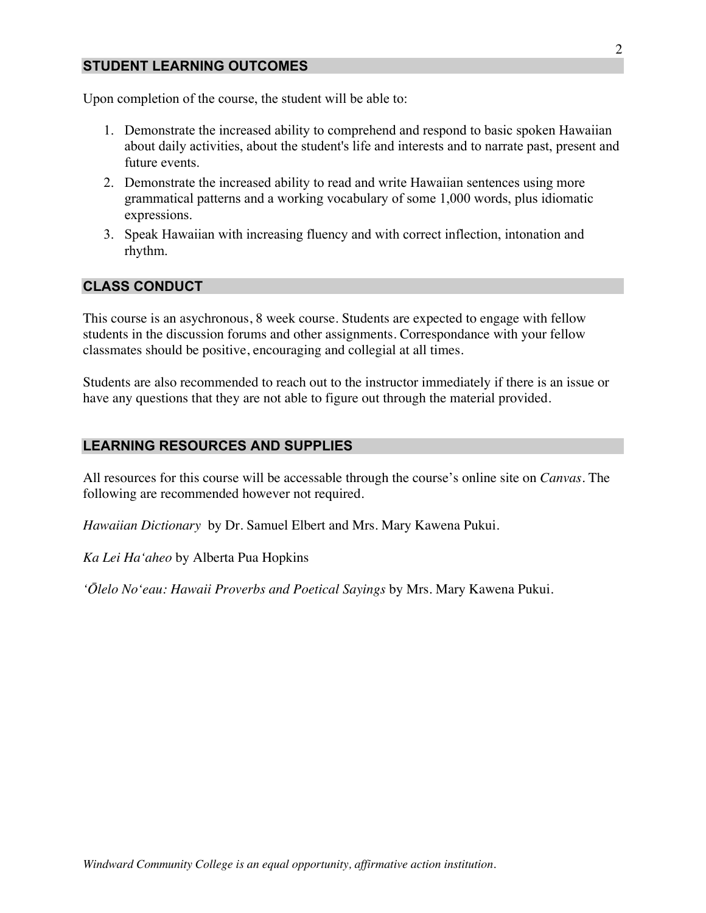## STUDENT LEARNING OUTCOMES

Upon completion of the course, the student will be able to:

1. Demonstrate the increased ability to comprehend and respond to basic spoken Hawaiian about daily activities, about the student's life and interests and to narrate past, present and future events.
2. Demonstrate the increased ability to read and write Hawaiian sentences using more grammatical patterns and a working vocabulary of some 1,000 words, plus idiomatic expressions.
3. Speak Hawaiian with increasing fluency and with correct inflection, intonation and rhythm.

## CLASS CONDUCT

This course is an asychronous, 8 week course. Students are expected to engage with fellow students in the discussion forums and other assignments. Correspondance with your fellow classmates should be positive, encouraging and collegial at all times.

Students are also recommended to reach out to the instructor immediately if there is an issue or have any questions that they are not able to figure out through the material provided.

## LEARNING RESOURCES AND SUPPLIES

All resources for this course will be accessable through the course's online site on *Canvas*. The following are recommended however not required.

*Hawaiian Dictionary* by Dr. Samuel Elbert and Mrs. Mary Kawena Pukui.

*Ka Lei Haʻaheo* by Alberta Pua Hopkins

*ʻŌlelo Noʻeau: Hawaii Proverbs and Poetical Sayings* by Mrs. Mary Kawena Pukui.

*Windward Community College is an equal opportunity, affirmative action institution.*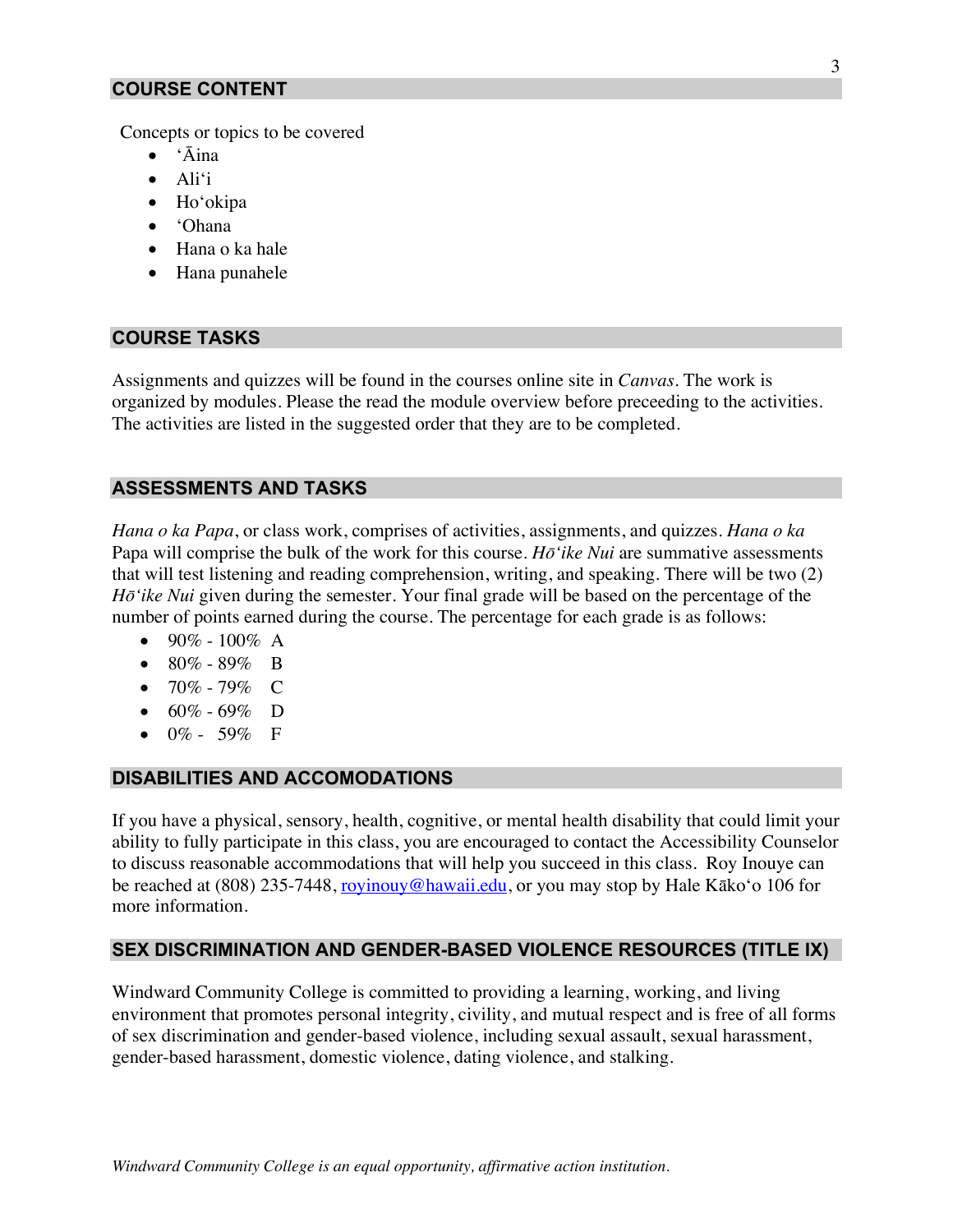## COURSE CONTENT

Concepts or topics to be covered

- ʻĀina
- Aliʻi
- Hoʻokipa
- ʻOhana
- Hana o ka hale
- Hana punahele

## COURSE TASKS

Assignments and quizzes will be found in the courses online site in *Canvas*. The work is organized by modules. Please the read the module overview before preceeding to the activities. The activities are listed in the suggested order that they are to be completed.

## ASSESSMENTS AND TASKS

*Hana o ka Papa*, or class work, comprises of activities, assignments, and quizzes. *Hana o ka* Papa will comprise the bulk of the work for this course. *Hōʻike Nui* are summative assessments that will test listening and reading comprehension, writing, and speaking. There will be two (2) *Hōʻike Nui* given during the semester. Your final grade will be based on the percentage of the number of points earned during the course. The percentage for each grade is as follows:

- 90% - 100% A
- 80% - 89% B
- 70% - 79% C
- 60% - 69% D
- 0% - 59% F

## DISABILITIES AND ACCOMODATIONS

If you have a physical, sensory, health, cognitive, or mental health disability that could limit your ability to fully participate in this class, you are encouraged to contact the Accessibility Counselor to discuss reasonable accommodations that will help you succeed in this class. Roy Inouye can be reached at (808) 235-7448, [royinouy@hawaii.edu](mailto:royinouy@hawaii.edu), or you may stop by Hale Kākoʻo 106 for more information.

## SEX DISCRIMINATION AND GENDER-BASED VIOLENCE RESOURCES (TITLE IX)

Windward Community College is committed to providing a learning, working, and living environment that promotes personal integrity, civility, and mutual respect and is free of all forms of sex discrimination and gender-based violence, including sexual assault, sexual harassment, gender-based harassment, domestic violence, dating violence, and stalking.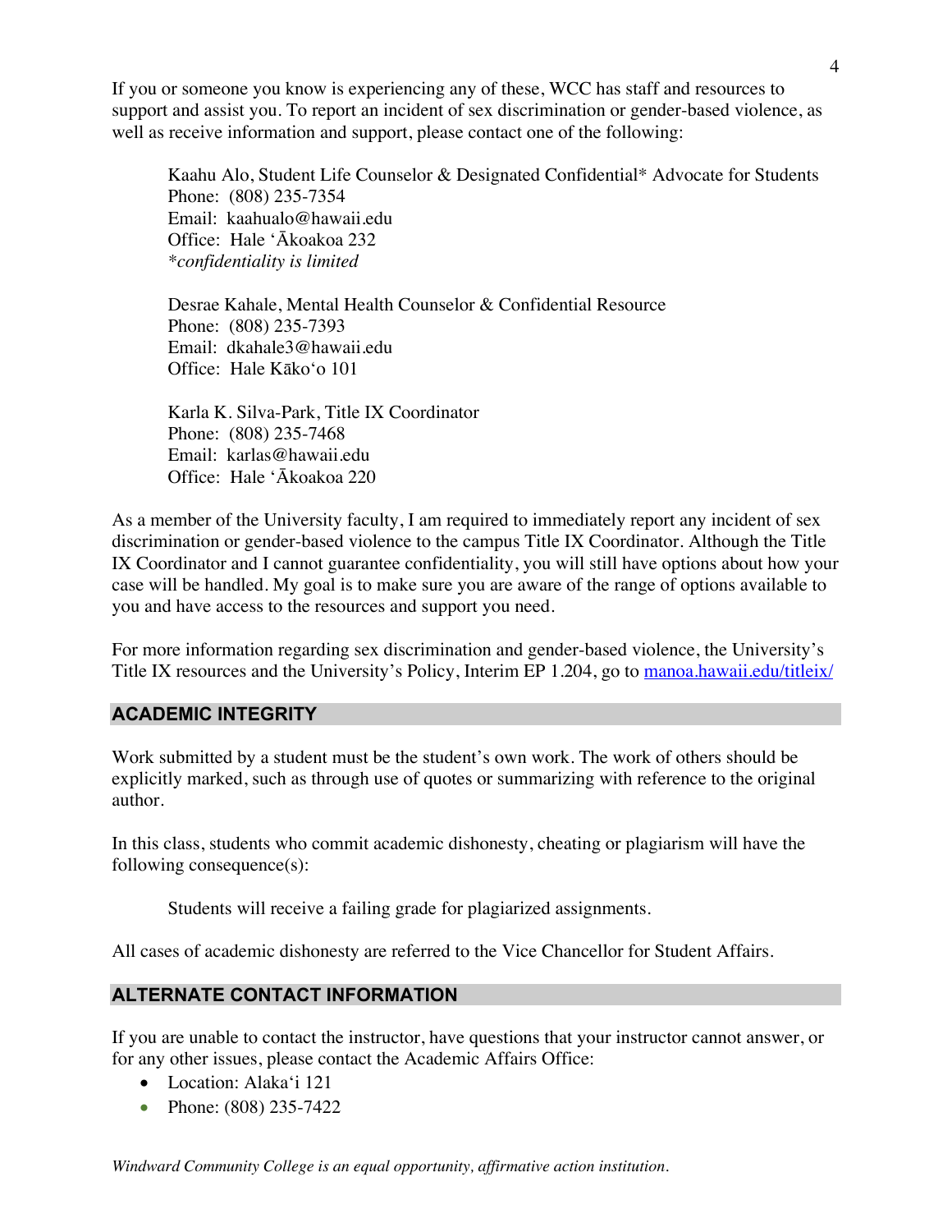If you or someone you know is experiencing any of these, WCC has staff and resources to support and assist you. To report an incident of sex discrimination or gender-based violence, as well as receive information and support, please contact one of the following:

Kaahu Alo, Student Life Counselor & Designated Confidential* Advocate for Students
Phone: (808) 235-7354
Email: kaahualo@hawaii.edu
Office: Hale ʻĀkoakoa 232
**confidentiality is limited*

Desrae Kahale, Mental Health Counselor & Confidential Resource
Phone: (808) 235-7393
Email: dkahale3@hawaii.edu
Office: Hale Kākoʻo 101

Karla K. Silva-Park, Title IX Coordinator
Phone: (808) 235-7468
Email: karlas@hawaii.edu
Office: Hale ʻĀkoakoa 220

As a member of the University faculty, I am required to immediately report any incident of sex discrimination or gender-based violence to the campus Title IX Coordinator. Although the Title IX Coordinator and I cannot guarantee confidentiality, you will still have options about how your case will be handled. My goal is to make sure you are aware of the range of options available to you and have access to the resources and support you need.

For more information regarding sex discrimination and gender-based violence, the University's Title IX resources and the University's Policy, Interim EP 1.204, go to [manoa.hawaii.edu/titleix/](manoa.hawaii.edu/titleix/)

## ACADEMIC INTEGRITY

Work submitted by a student must be the student's own work. The work of others should be explicitly marked, such as through use of quotes or summarizing with reference to the original author.

In this class, students who commit academic dishonesty, cheating or plagiarism will have the following consequence(s):

Students will receive a failing grade for plagiarized assignments.

All cases of academic dishonesty are referred to the Vice Chancellor for Student Affairs.

## ALTERNATE CONTACT INFORMATION

If you are unable to contact the instructor, have questions that your instructor cannot answer, or for any other issues, please contact the Academic Affairs Office:

- Location: Alakaʻi 121
- Phone: (808) 235-7422

*Windward Community College is an equal opportunity, affirmative action institution.*